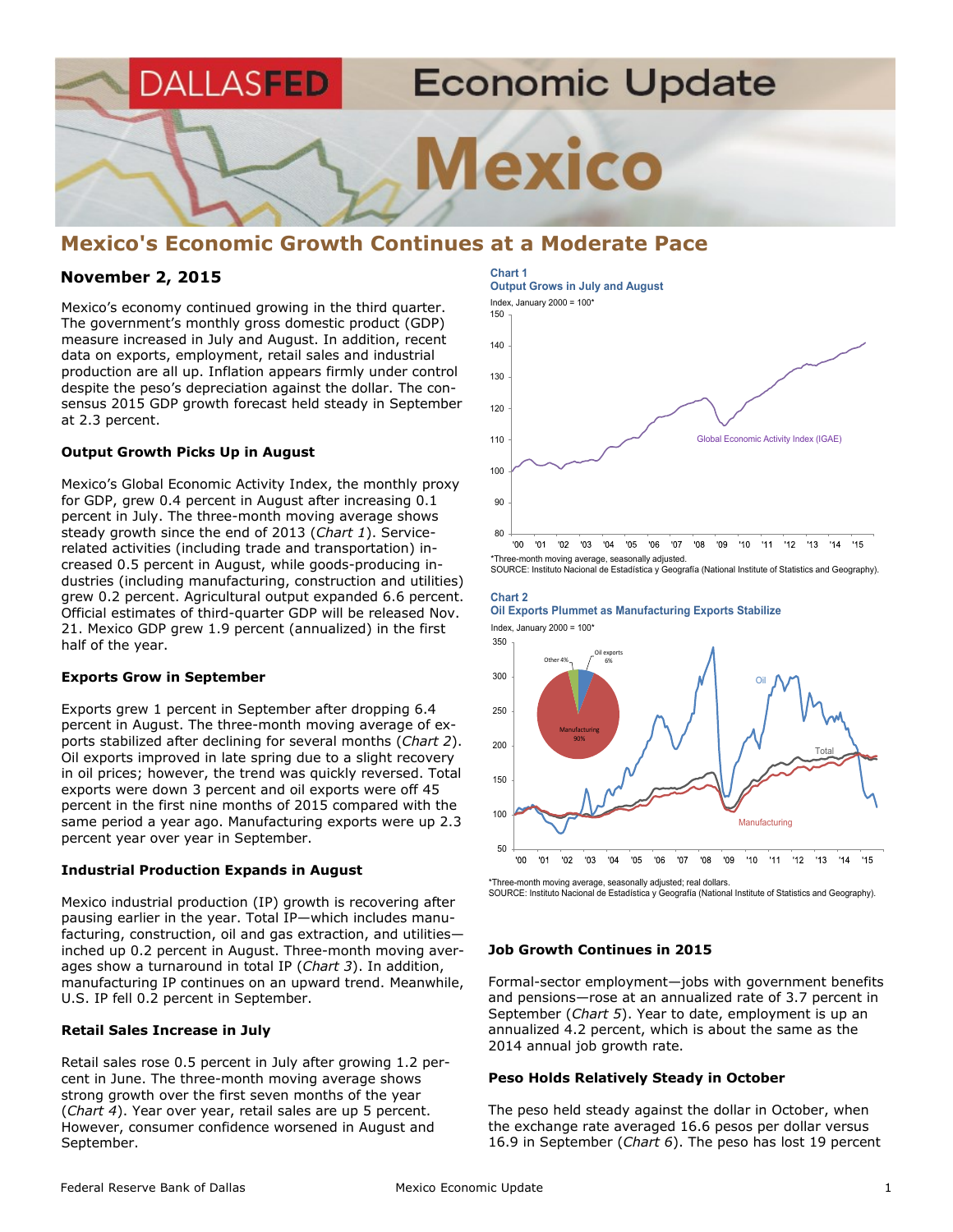# Mexico's Economic Growth Continues at a Moderate Pace

**November 2, 2015**

Mexico's economy continued growing in the third quarter. The government's monthly gross domestic product (GDP) measure increased in July and August. In addition, recent data on exports, employment, retail sales and industrial production are all up. Inflation appears firmly under control despite the peso's depreciation against the dollar. The consensus 2015 GDP growth forecast held steady in September at 2.3 percent.

### Output Growth Picks Up in August

Mexico's Global Economic Activity Index, the monthly proxy for GDP, grew 0.4 percent in August after increasing 0.1 percent in July. The three-month moving average shows steady growth since the end of 2013 (*Chart 1*). Service-related activities (including trade and transportation) increased 0.5 percent in August, while goods-producing industries (including manufacturing, construction and utilities) grew 0.2 percent. Agricultural output expanded 6.6 percent. Official estimates of third-quarter GDP will be released Nov. 21. Mexico GDP grew 1.9 percent (annualized) in the first half of the year.

### Exports Grow in September

Exports grew 1 percent in September after dropping 6.4 percent in August. The three-month moving average of exports stabilized after declining for several months (*Chart 2*). Oil exports improved in late spring due to a slight recovery in oil prices; however, the trend was quickly reversed. Total exports were down 3 percent and oil exports were off 45 percent in the first nine months of 2015 compared with the same period a year ago. Manufacturing exports were up 2.3 percent year over year in September.

### Industrial Production Expands in August

Mexico industrial production (IP) growth is recovering after pausing earlier in the year. Total IP—which includes manufacturing, construction, oil and gas extraction, and utilities—inched up 0.2 percent in August. Three-month moving averages show a turnaround in total IP (*Chart 3*). In addition, manufacturing IP continues on an upward trend. Meanwhile, U.S. IP fell 0.2 percent in September.

### Retail Sales Increase in July

Retail sales rose 0.5 percent in July after growing 1.2 percent in June. The three-month moving average shows strong growth over the first seven months of the year (*Chart 4*). Year over year, retail sales are up 5 percent. However, consumer confidence worsened in August and September.

**Chart 1**
**Output Grows in July and August**

Index, January 2000 = 100*

*Three-month moving average, seasonally adjusted.
SOURCE: Instituto Nacional de Estadística y Geografía (National Institute of Statistics and Geography).

**Chart 2**
**Oil Exports Plummet as Manufacturing Exports Stabilize**

Index, January 2000 = 100*

*Three-month moving average, seasonally adjusted; real dollars.
SOURCE: Instituto Nacional de Estadística y Geografía (National Institute of Statistics and Geography).

### Job Growth Continues in 2015

Formal-sector employment—jobs with government benefits and pensions—rose at an annualized rate of 3.7 percent in September (*Chart 5*). Year to date, employment is up an annualized 4.2 percent, which is about the same as the 2014 annual job growth rate.

### Peso Holds Relatively Steady in October

The peso held steady against the dollar in October, when the exchange rate averaged 16.6 pesos per dollar versus 16.9 in September (*Chart 6*). The peso has lost 19 percent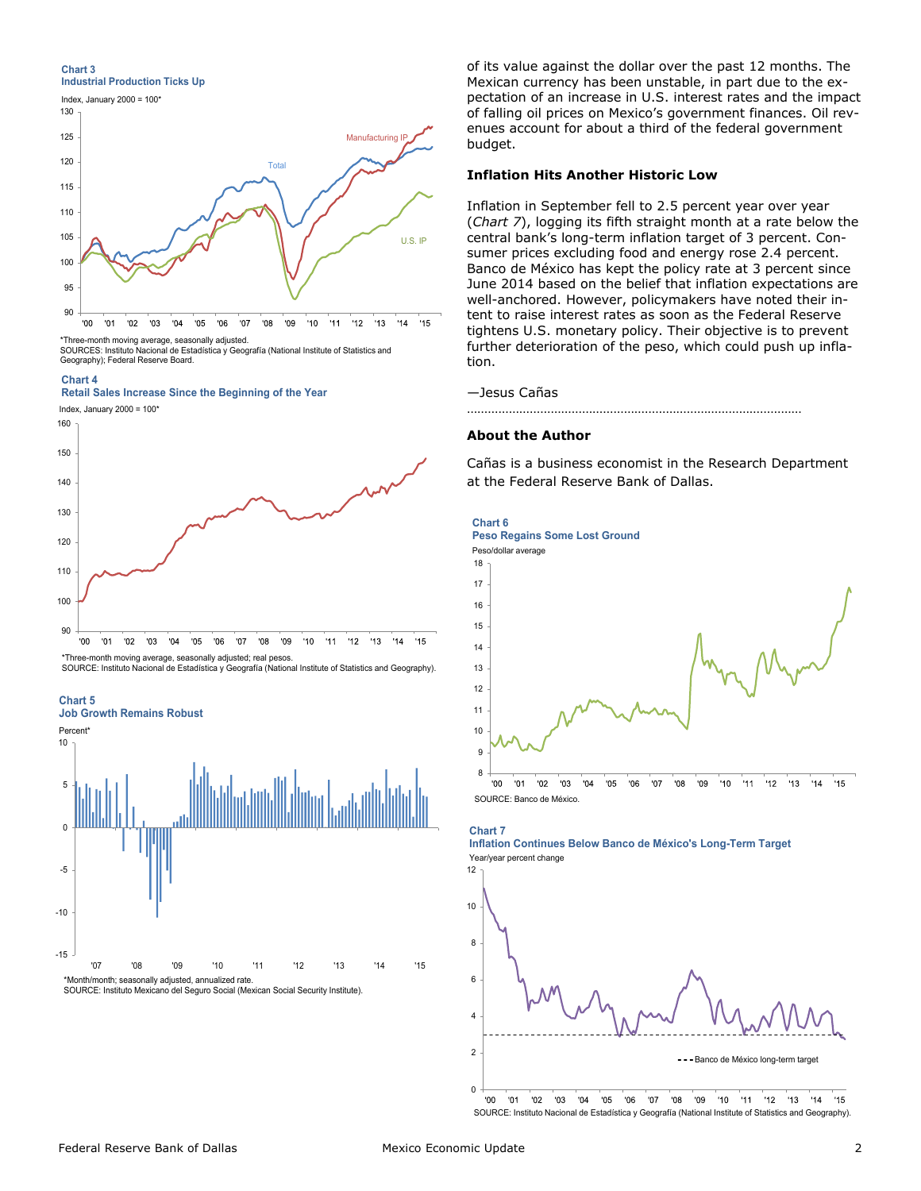**Chart 3**
**Industrial Production Ticks Up**

Index, January 2000 = 100*

130
125
120
115
110
105
100
95
90

'00 '01 '02 '03 '04 '05 '06 '07 '08 '09 '10 '11 '12 '13 '14 '15

Manufacturing IP
Total
U.S. IP

*Three-month moving average, seasonally adjusted.
SOURCES: Instituto Nacional de Estadística y Geografía (National Institute of Statistics and Geography); Federal Reserve Board.

**Chart 4**
**Retail Sales Increase Since the Beginning of the Year**

Index, January 2000 = 100*

160
150
140
130
120
110
100
90

'00 '01 '02 '03 '04 '05 '06 '07 '08 '09 '10 '11 '12 '13 '14 '15

*Three-month moving average, seasonally adjusted; real pesos.
SOURCE: Instituto Nacional de Estadística y Geografía (National Institute of Statistics and Geography).

**Chart 5**
**Job Growth Remains Robust**

Percent*

10
5
0
-5
-10
-15

'07 '08 '09 '10 '11 '12 '13 '14 '15

*Month/month; seasonally adjusted, annualized rate.
SOURCE: Instituto Mexicano del Seguro Social (Mexican Social Security Institute).

of its value against the dollar over the past 12 months. The Mexican currency has been unstable, in part due to the expectation of an increase in U.S. interest rates and the impact of falling oil prices on Mexico's government finances. Oil revenues account for about a third of the federal government budget.

### Inflation Hits Another Historic Low

Inflation in September fell to 2.5 percent year over year (*Chart 7*), logging its fifth straight month at a rate below the central bank's long-term inflation target of 3 percent. Consumer prices excluding food and energy rose 2.4 percent. Banco de México has kept the policy rate at 3 percent since June 2014 based on the belief that inflation expectations are well-anchored. However, policymakers have noted their intent to raise interest rates as soon as the Federal Reserve tightens U.S. monetary policy. Their objective is to prevent further deterioration of the peso, which could push up inflation.

—Jesus Cañas

### About the Author

Cañas is a business economist in the Research Department at the Federal Reserve Bank of Dallas.

**Chart 6**
**Peso Regains Some Lost Ground**

Peso/dollar average

18
17
16
15
14
13
12
11
10
9
8

'00 '01 '02 '03 '04 '05 '06 '07 '08 '09 '10 '11 '12 '13 '14 '15

SOURCE: Banco de México.

**Chart 7**
**Inflation Continues Below Banco de México's Long-Term Target**

Year/year percent change

12
10
8
6
4
2
0

'00 '01 '02 '03 '04 '05 '06 '07 '08 '09 '10 '11 '12 '13 '14 '15

Banco de México long-term target

SOURCE: Instituto Nacional de Estadística y Geografía (National Institute of Statistics and Geography).